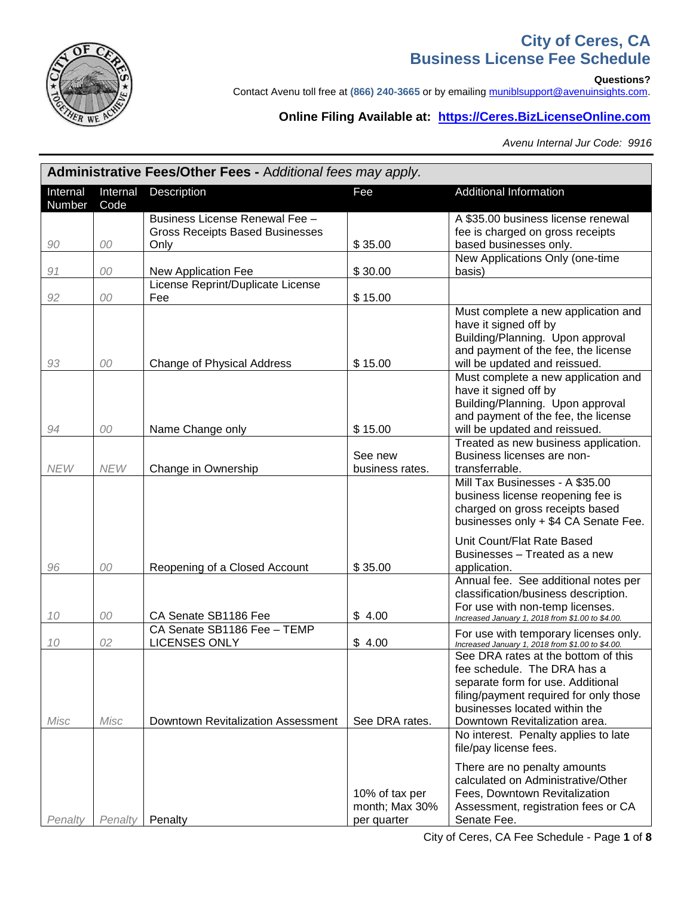# City of Ceres, CA
# Business License Fee Schedule

**Questions?**
Contact Avenu toll free at **(866) 240-3665** or by emailing muniblsupport@avenuinsights.com.

**Online Filing Available at: https://Ceres.BizLicenseOnline.com**

*Avenu Internal Jur Code: 9916*

| **Administrative Fees/Other Fees -** *Additional fees may apply.* | | | | |
|---|---|---|---|---|
| Internal Number | Internal Code | Description | Fee | Additional Information |
| *90* | *00* | Business License Renewal Fee – Gross Receipts Based Businesses Only | $ 35.00 | A $35.00 business license renewal fee is charged on gross receipts based businesses only. |
| *91* | *00* | New Application Fee | $ 30.00 | New Applications Only (one-time basis) |
| *92* | *00* | License Reprint/Duplicate License Fee | $ 15.00 | |
| *93* | *00* | Change of Physical Address | $ 15.00 | Must complete a new application and have it signed off by Building/Planning. Upon approval and payment of the fee, the license will be updated and reissued. |
| *94* | *00* | Name Change only | $ 15.00 | Must complete a new application and have it signed off by Building/Planning. Upon approval and payment of the fee, the license will be updated and reissued. |
| *NEW* | *NEW* | Change in Ownership | See new business rates. | Treated as new business application. Business licenses are non-transferrable. |
| *96* | *00* | Reopening of a Closed Account | $ 35.00 | Mill Tax Businesses - A $35.00 business license reopening fee is charged on gross receipts based businesses only + $4 CA Senate Fee.<br><br>Unit Count/Flat Rate Based Businesses – Treated as a new application. |
| *10* | *00* | CA Senate SB1186 Fee | $ 4.00 | Annual fee. See additional notes per classification/business description. For use with non-temp licenses. *Increased January 1, 2018 from $1.00 to $4.00.* |
| *10* | *02* | CA Senate SB1186 Fee – TEMP LICENSES ONLY | $ 4.00 | For use with temporary licenses only. *Increased January 1, 2018 from $1.00 to $4.00.* |
| *Misc* | *Misc* | Downtown Revitalization Assessment | See DRA rates. | See DRA rates at the bottom of this fee schedule. The DRA has a separate form for use. Additional filing/payment required for only those businesses located within the Downtown Revitalization area. |
| *Penalty* | *Penalty* | Penalty | 10% of tax per month; Max 30% per quarter | No interest. Penalty applies to late file/pay license fees.<br><br>There are no penalty amounts calculated on Administrative/Other Fees, Downtown Revitalization Assessment, registration fees or CA Senate Fee. |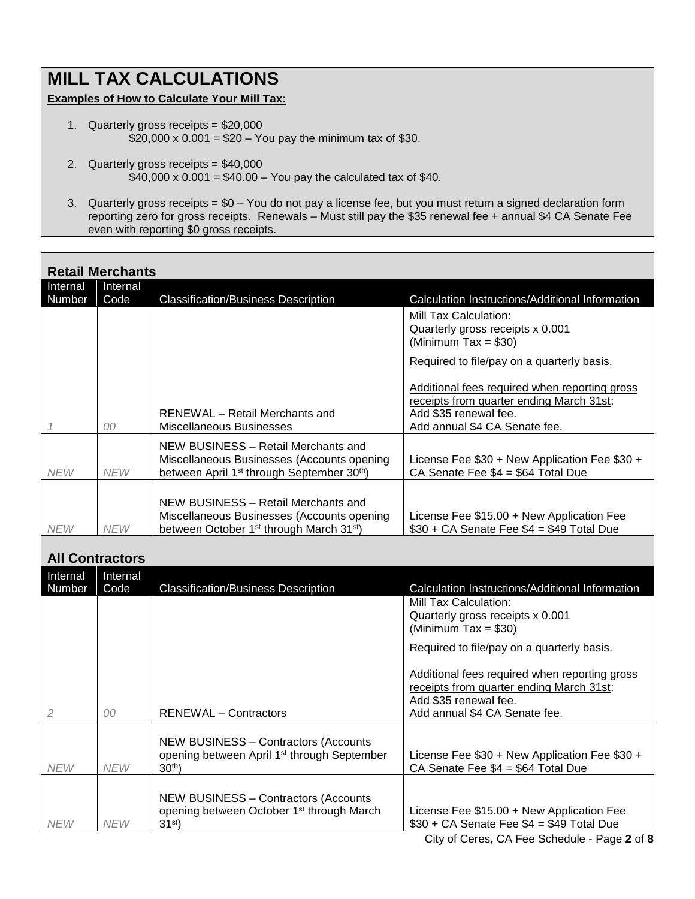# MILL TAX CALCULATIONS

**Examples of How to Calculate Your Mill Tax:**

1. Quarterly gross receipts = $20,000
   $20,000 x 0.001 = $20 – You pay the minimum tax of $30.

2. Quarterly gross receipts = $40,000
   $40,000 x 0.001 = $40.00 – You pay the calculated tax of $40.

3. Quarterly gross receipts = $0 – You do not pay a license fee, but you must return a signed declaration form reporting zero for gross receipts. Renewals – Must still pay the $35 renewal fee + annual $4 CA Senate Fee even with reporting $0 gross receipts.

## Retail Merchants

| Internal Number | Internal Code | Classification/Business Description | Calculation Instructions/Additional Information |
|---|---|---|---|
| *1* | *00* | RENEWAL – Retail Merchants and Miscellaneous Businesses | Mill Tax Calculation:<br>Quarterly gross receipts x 0.001<br>(Minimum Tax = $30)<br><br>Required to file/pay on a quarterly basis.<br><br><u>Additional fees required when reporting gross receipts from quarter ending March 31st</u>:<br>Add $35 renewal fee.<br>Add annual $4 CA Senate fee. |
| *NEW* | *NEW* | NEW BUSINESS – Retail Merchants and Miscellaneous Businesses (Accounts opening between April 1st through September 30th) | License Fee $30 + New Application Fee $30 + CA Senate Fee $4 = $64 Total Due |
| *NEW* | *NEW* | NEW BUSINESS – Retail Merchants and Miscellaneous Businesses (Accounts opening between October 1st through March 31st) | License Fee $15.00 + New Application Fee $30 + CA Senate Fee $4 = $49 Total Due |

## All Contractors

| Internal Number | Internal Code | Classification/Business Description | Calculation Instructions/Additional Information |
|---|---|---|---|
| *2* | *00* | RENEWAL – Contractors | Mill Tax Calculation:<br>Quarterly gross receipts x 0.001<br>(Minimum Tax = $30)<br><br>Required to file/pay on a quarterly basis.<br><br><u>Additional fees required when reporting gross receipts from quarter ending March 31st</u>:<br>Add $35 renewal fee.<br>Add annual $4 CA Senate fee. |
| *NEW* | *NEW* | NEW BUSINESS – Contractors (Accounts opening between April 1st through September 30th) | License Fee $30 + New Application Fee $30 + CA Senate Fee $4 = $64 Total Due |
| *NEW* | *NEW* | NEW BUSINESS – Contractors (Accounts opening between October 1st through March 31st) | License Fee $15.00 + New Application Fee $30 + CA Senate Fee $4 = $49 Total Due |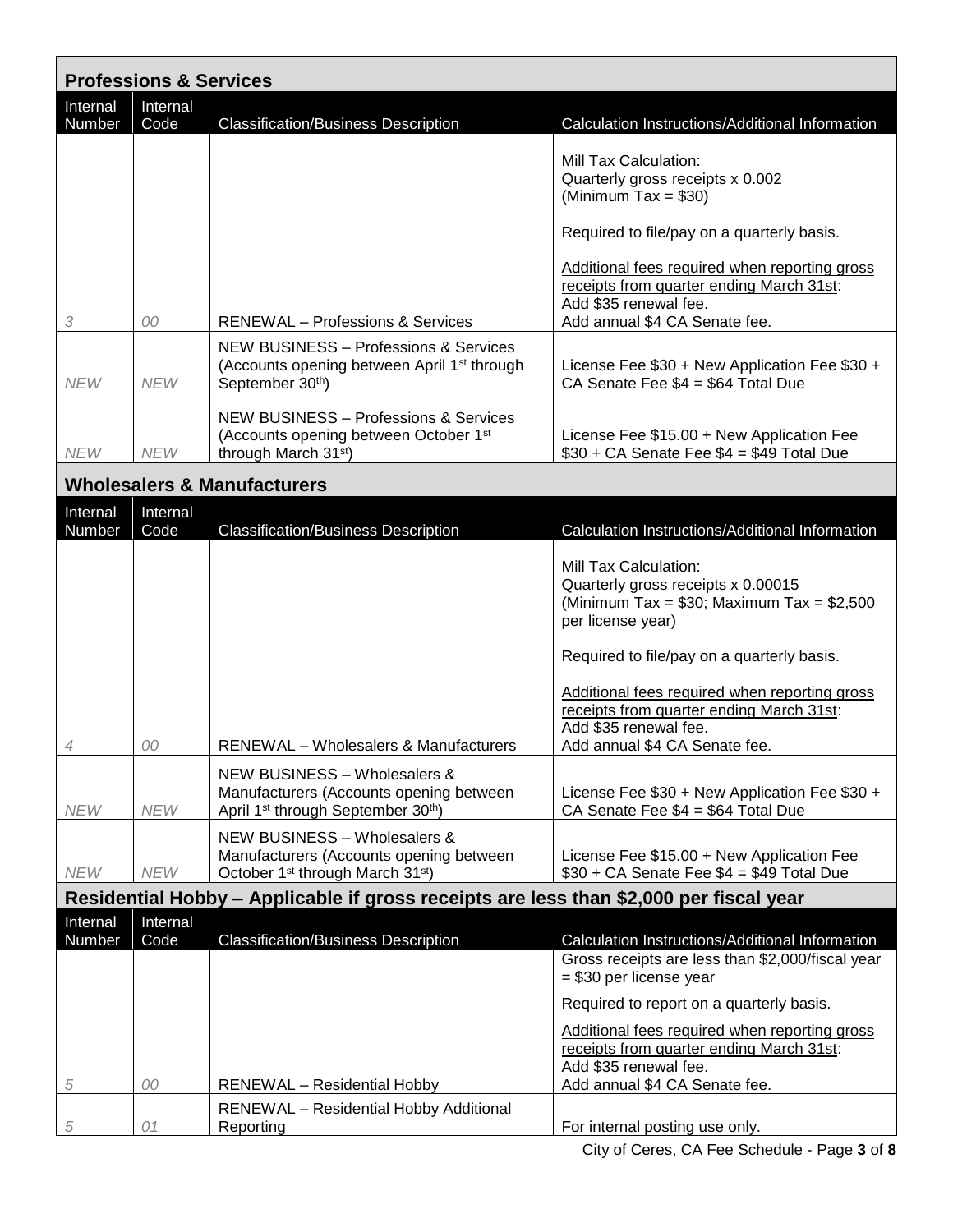## Professions & Services

| Internal Number | Internal Code | Classification/Business Description | Calculation Instructions/Additional Information |
|---|---|---|---|
| 3 | 00 | RENEWAL – Professions & Services | Mill Tax Calculation:<br>Quarterly gross receipts x 0.002<br>(Minimum Tax = $30)<br><br>Required to file/pay on a quarterly basis.<br><br><u>Additional fees required when reporting gross receipts from quarter ending March 31st</u>:<br>Add $35 renewal fee.<br>Add annual $4 CA Senate fee. |
| NEW | NEW | NEW BUSINESS – Professions & Services (Accounts opening between April 1st through September 30th) | License Fee $30 + New Application Fee $30 + CA Senate Fee $4 = $64 Total Due |
| NEW | NEW | NEW BUSINESS – Professions & Services (Accounts opening between October 1st through March 31st) | License Fee $15.00 + New Application Fee $30 + CA Senate Fee $4 = $49 Total Due |

## Wholesalers & Manufacturers

| Internal Number | Internal Code | Classification/Business Description | Calculation Instructions/Additional Information |
|---|---|---|---|
| 4 | 00 | RENEWAL – Wholesalers & Manufacturers | Mill Tax Calculation:<br>Quarterly gross receipts x 0.00015<br>(Minimum Tax = $30; Maximum Tax = $2,500 per license year)<br><br>Required to file/pay on a quarterly basis.<br><br><u>Additional fees required when reporting gross receipts from quarter ending March 31st</u>:<br>Add $35 renewal fee.<br>Add annual $4 CA Senate fee. |
| NEW | NEW | NEW BUSINESS – Wholesalers & Manufacturers (Accounts opening between April 1st through September 30th) | License Fee $30 + New Application Fee $30 + CA Senate Fee $4 = $64 Total Due |
| NEW | NEW | NEW BUSINESS – Wholesalers & Manufacturers (Accounts opening between October 1st through March 31st) | License Fee $15.00 + New Application Fee $30 + CA Senate Fee $4 = $49 Total Due |

## Residential Hobby – Applicable if gross receipts are less than $2,000 per fiscal year

| Internal Number | Internal Code | Classification/Business Description | Calculation Instructions/Additional Information |
|---|---|---|---|
| 5 | 00 | RENEWAL – Residential Hobby | Gross receipts are less than $2,000/fiscal year = $30 per license year<br><br>Required to report on a quarterly basis.<br><br><u>Additional fees required when reporting gross receipts from quarter ending March 31st</u>:<br>Add $35 renewal fee.<br>Add annual $4 CA Senate fee. |
| 5 | 01 | RENEWAL – Residential Hobby Additional Reporting | For internal posting use only. |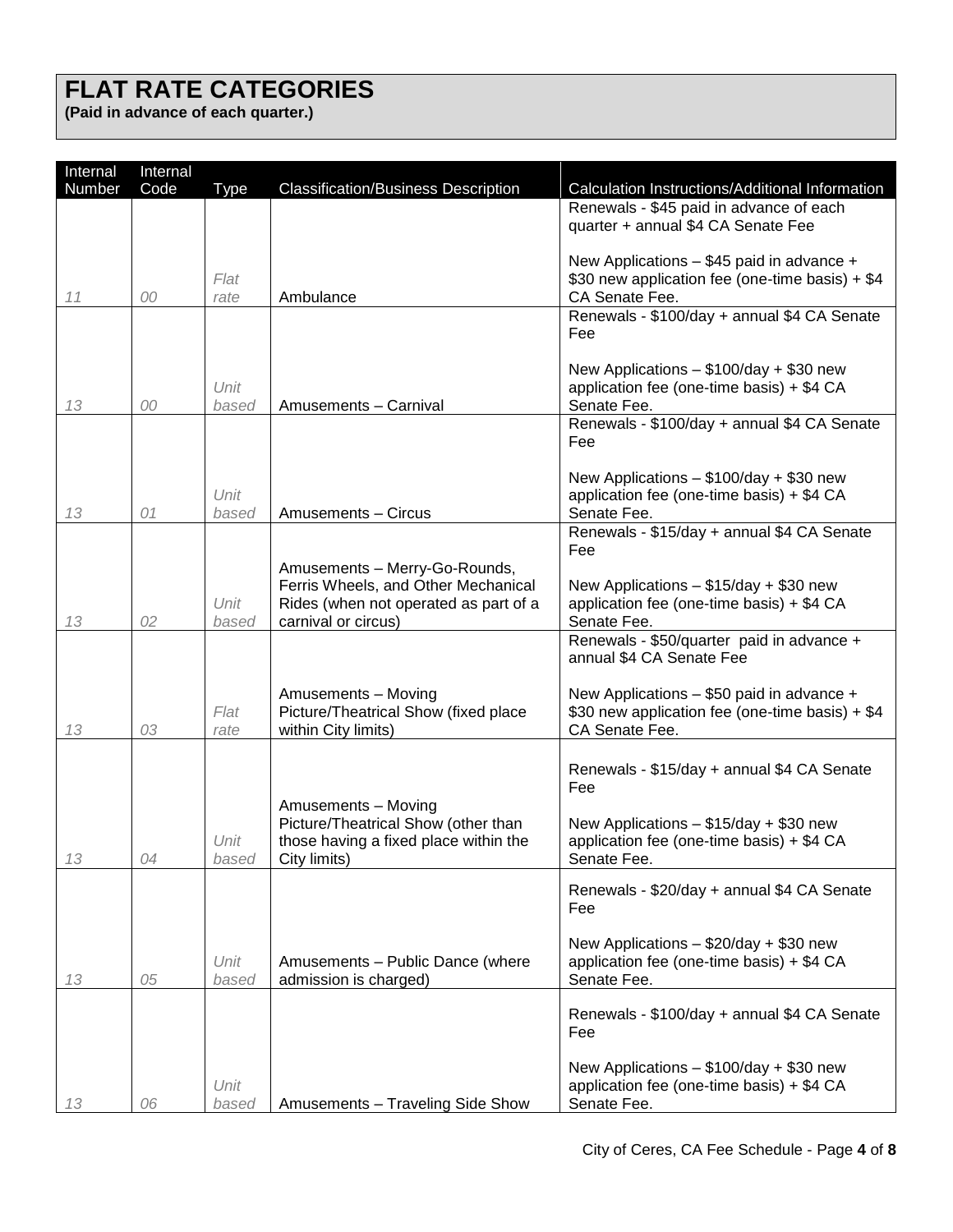# FLAT RATE CATEGORIES

**(Paid in advance of each quarter.)**

| Internal Number | Internal Code | Type | Classification/Business Description | Calculation Instructions/Additional Information |
|---|---|---|---|---|
| *11* | *00* | *Flat rate* | Ambulance | Renewals - $45 paid in advance of each quarter + annual $4 CA Senate Fee<br><br>New Applications – $45 paid in advance + $30 new application fee (one-time basis) + $4 CA Senate Fee. |
| *13* | *00* | *Unit based* | Amusements – Carnival | Renewals - $100/day + annual $4 CA Senate Fee<br><br>New Applications – $100/day + $30 new application fee (one-time basis) + $4 CA Senate Fee. |
| *13* | *01* | *Unit based* | Amusements – Circus | Renewals - $100/day + annual $4 CA Senate Fee<br><br>New Applications – $100/day + $30 new application fee (one-time basis) + $4 CA Senate Fee. |
| *13* | *02* | *Unit based* | Amusements – Merry-Go-Rounds, Ferris Wheels, and Other Mechanical Rides (when not operated as part of a carnival or circus) | Renewals - $15/day + annual $4 CA Senate Fee<br><br>New Applications – $15/day + $30 new application fee (one-time basis) + $4 CA Senate Fee. |
| *13* | *03* | *Flat rate* | Amusements – Moving Picture/Theatrical Show (fixed place within City limits) | Renewals - $50/quarter paid in advance + annual $4 CA Senate Fee<br><br>New Applications – $50 paid in advance + $30 new application fee (one-time basis) + $4 CA Senate Fee. |
| *13* | *04* | *Unit based* | Amusements – Moving Picture/Theatrical Show (other than those having a fixed place within the City limits) | Renewals - $15/day + annual $4 CA Senate Fee<br><br>New Applications – $15/day + $30 new application fee (one-time basis) + $4 CA Senate Fee. |
| *13* | *05* | *Unit based* | Amusements – Public Dance (where admission is charged) | Renewals - $20/day + annual $4 CA Senate Fee<br><br>New Applications – $20/day + $30 new application fee (one-time basis) + $4 CA Senate Fee. |
| *13* | *06* | *Unit based* | Amusements – Traveling Side Show | Renewals - $100/day + annual $4 CA Senate Fee<br><br>New Applications – $100/day + $30 new application fee (one-time basis) + $4 CA Senate Fee. |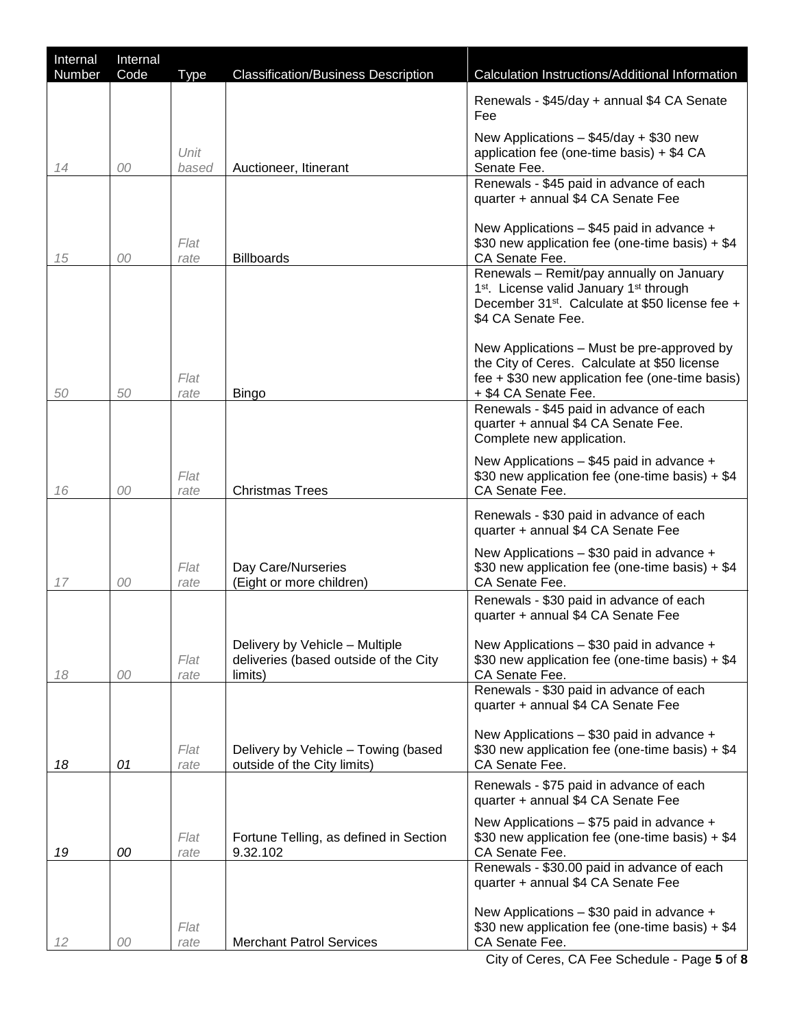| Internal Number | Internal Code | Type | Classification/Business Description | Calculation Instructions/Additional Information |
|---|---|---|---|---|
| 14 | 00 | Unit based | Auctioneer, Itinerant | Renewals - $45/day + annual $4 CA Senate Fee<br><br>New Applications – $45/day + $30 new application fee (one-time basis) + $4 CA Senate Fee. |
| 15 | 00 | Flat rate | Billboards | Renewals - $45 paid in advance of each quarter + annual $4 CA Senate Fee<br><br>New Applications – $45 paid in advance + $30 new application fee (one-time basis) + $4 CA Senate Fee. |
| 50 | 50 | Flat rate | Bingo | Renewals – Remit/pay annually on January 1st. License valid January 1st through December 31st. Calculate at $50 license fee + $4 CA Senate Fee.<br><br>New Applications – Must be pre-approved by the City of Ceres. Calculate at $50 license fee + $30 new application fee (one-time basis) + $4 CA Senate Fee. |
| 16 | 00 | Flat rate | Christmas Trees | Renewals - $45 paid in advance of each quarter + annual $4 CA Senate Fee. Complete new application.<br><br>New Applications – $45 paid in advance + $30 new application fee (one-time basis) + $4 CA Senate Fee. |
| 17 | 00 | Flat rate | Day Care/Nurseries (Eight or more children) | Renewals - $30 paid in advance of each quarter + annual $4 CA Senate Fee<br><br>New Applications – $30 paid in advance + $30 new application fee (one-time basis) + $4 CA Senate Fee. |
| 18 | 00 | Flat rate | Delivery by Vehicle – Multiple deliveries (based outside of the City limits) | Renewals - $30 paid in advance of each quarter + annual $4 CA Senate Fee<br><br>New Applications – $30 paid in advance + $30 new application fee (one-time basis) + $4 CA Senate Fee. |
| 18 | 01 | Flat rate | Delivery by Vehicle – Towing (based outside of the City limits) | Renewals - $30 paid in advance of each quarter + annual $4 CA Senate Fee<br><br>New Applications – $30 paid in advance + $30 new application fee (one-time basis) + $4 CA Senate Fee. |
| 19 | 00 | Flat rate | Fortune Telling, as defined in Section 9.32.102 | Renewals - $75 paid in advance of each quarter + annual $4 CA Senate Fee<br><br>New Applications – $75 paid in advance + $30 new application fee (one-time basis) + $4 CA Senate Fee. |
| 12 | 00 | Flat rate | Merchant Patrol Services | Renewals - $30.00 paid in advance of each quarter + annual $4 CA Senate Fee<br><br>New Applications – $30 paid in advance + $30 new application fee (one-time basis) + $4 CA Senate Fee. |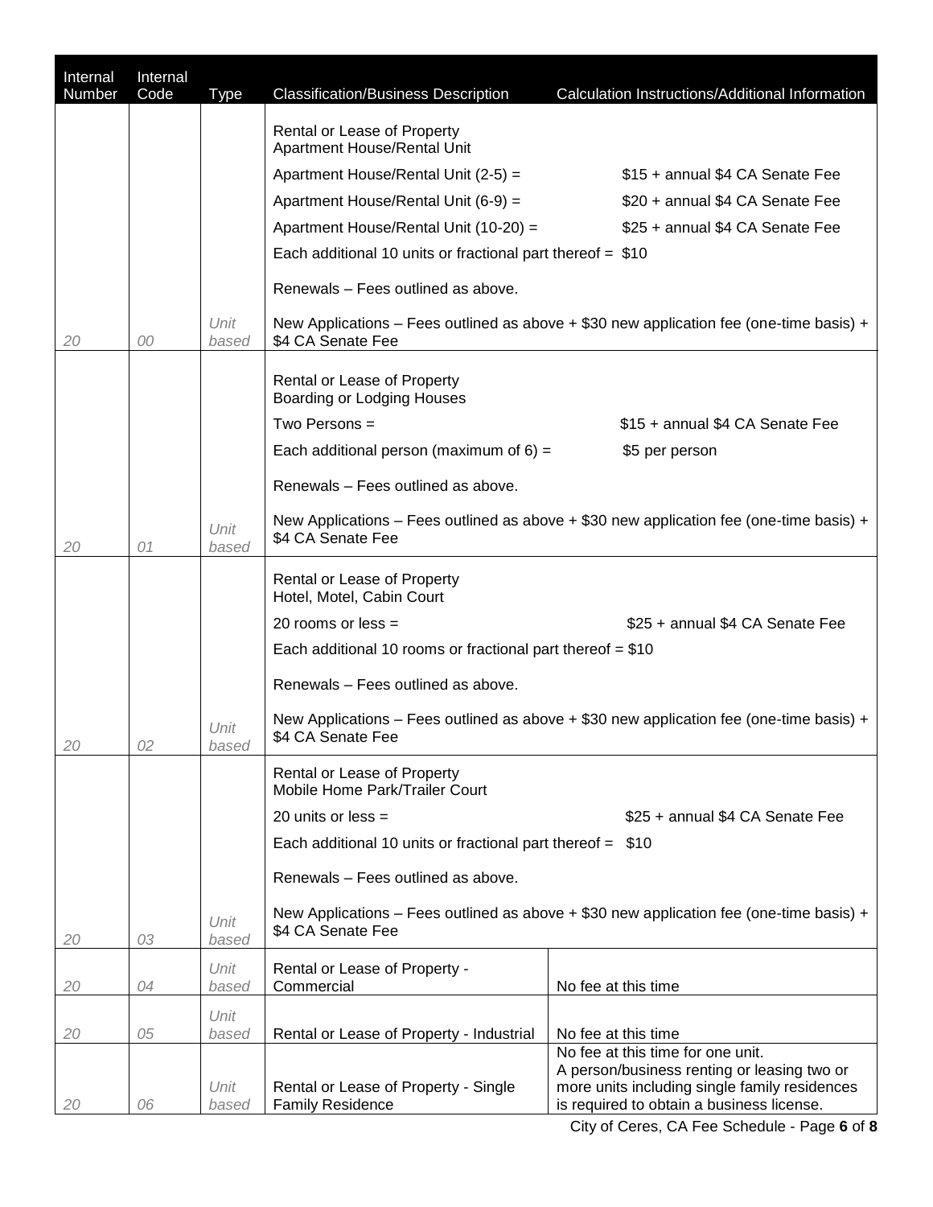| Internal Number | Internal Code | Type | Classification/Business Description | Calculation Instructions/Additional Information |
|---|---|---|---|---|
| 20 | 00 | Unit based | Rental or Lease of Property<br>Apartment House/Rental Unit<br>Apartment House/Rental Unit (2-5) = $15 + annual $4 CA Senate Fee<br>Apartment House/Rental Unit (6-9) = $20 + annual $4 CA Senate Fee<br>Apartment House/Rental Unit (10-20) = $25 + annual $4 CA Senate Fee<br>Each additional 10 units or fractional part thereof = $10<br>Renewals – Fees outlined as above.<br>New Applications – Fees outlined as above + $30 new application fee (one-time basis) + $4 CA Senate Fee | |
| 20 | 01 | Unit based | Rental or Lease of Property<br>Boarding or Lodging Houses<br>Two Persons = $15 + annual $4 CA Senate Fee<br>Each additional person (maximum of 6) = $5 per person<br>Renewals – Fees outlined as above.<br>New Applications – Fees outlined as above + $30 new application fee (one-time basis) + $4 CA Senate Fee | |
| 20 | 02 | Unit based | Rental or Lease of Property<br>Hotel, Motel, Cabin Court<br>20 rooms or less = $25 + annual $4 CA Senate Fee<br>Each additional 10 rooms or fractional part thereof = $10<br>Renewals – Fees outlined as above.<br>New Applications – Fees outlined as above + $30 new application fee (one-time basis) + $4 CA Senate Fee | |
| 20 | 03 | Unit based | Rental or Lease of Property<br>Mobile Home Park/Trailer Court<br>20 units or less = $25 + annual $4 CA Senate Fee<br>Each additional 10 units or fractional part thereof = $10<br>Renewals – Fees outlined as above.<br>New Applications – Fees outlined as above + $30 new application fee (one-time basis) + $4 CA Senate Fee | |
| 20 | 04 | Unit based | Rental or Lease of Property - Commercial | No fee at this time |
| 20 | 05 | Unit based | Rental or Lease of Property - Industrial | No fee at this time |
| 20 | 06 | Unit based | Rental or Lease of Property - Single Family Residence | No fee at this time for one unit.<br>A person/business renting or leasing two or more units including single family residences is required to obtain a business license. |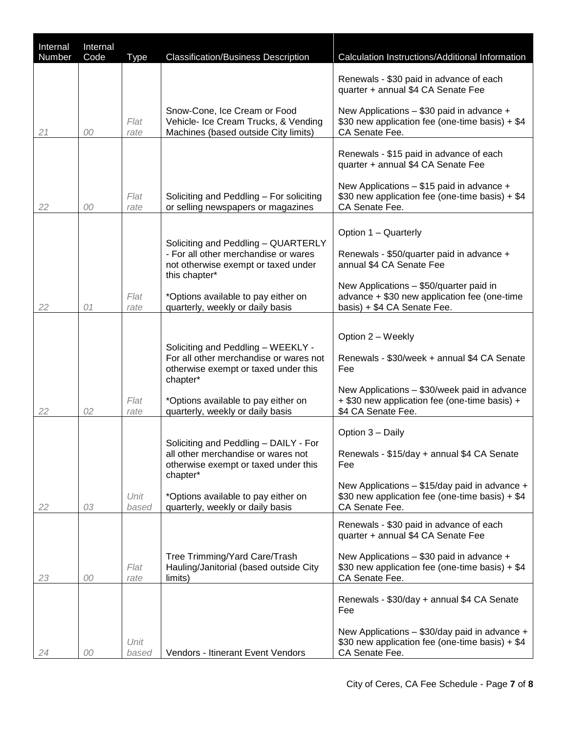| Internal Number | Internal Code | Type | Classification/Business Description | Calculation Instructions/Additional Information |
|---|---|---|---|---|
| 21 | 00 | Flat rate | Snow-Cone, Ice Cream or Food Vehicle- Ice Cream Trucks, & Vending Machines (based outside City limits) | Renewals - $30 paid in advance of each quarter + annual $4 CA Senate Fee<br><br>New Applications – $30 paid in advance + $30 new application fee (one-time basis) + $4 CA Senate Fee. |
| 22 | 00 | Flat rate | Soliciting and Peddling – For soliciting or selling newspapers or magazines | Renewals - $15 paid in advance of each quarter + annual $4 CA Senate Fee<br><br>New Applications – $15 paid in advance + $30 new application fee (one-time basis) + $4 CA Senate Fee. |
| 22 | 01 | Flat rate | Soliciting and Peddling – QUARTERLY - For all other merchandise or wares not otherwise exempt or taxed under this chapter*<br><br>*Options available to pay either on quarterly, weekly or daily basis | Option 1 – Quarterly<br><br>Renewals - $50/quarter paid in advance + annual $4 CA Senate Fee<br><br>New Applications – $50/quarter paid in advance + $30 new application fee (one-time basis) + $4 CA Senate Fee. |
| 22 | 02 | Flat rate | Soliciting and Peddling – WEEKLY - For all other merchandise or wares not otherwise exempt or taxed under this chapter*<br><br>*Options available to pay either on quarterly, weekly or daily basis | Option 2 – Weekly<br><br>Renewals - $30/week + annual $4 CA Senate Fee<br><br>New Applications – $30/week paid in advance + $30 new application fee (one-time basis) + $4 CA Senate Fee. |
| 22 | 03 | Unit based | Soliciting and Peddling – DAILY - For all other merchandise or wares not otherwise exempt or taxed under this chapter*<br><br>*Options available to pay either on quarterly, weekly or daily basis | Option 3 – Daily<br><br>Renewals - $15/day + annual $4 CA Senate Fee<br><br>New Applications – $15/day paid in advance + $30 new application fee (one-time basis) + $4 CA Senate Fee. |
| 23 | 00 | Flat rate | Tree Trimming/Yard Care/Trash Hauling/Janitorial (based outside City limits) | Renewals - $30 paid in advance of each quarter + annual $4 CA Senate Fee<br><br>New Applications – $30 paid in advance + $30 new application fee (one-time basis) + $4 CA Senate Fee. |
| 24 | 00 | Unit based | Vendors - Itinerant Event Vendors | Renewals - $30/day + annual $4 CA Senate Fee<br><br>New Applications – $30/day paid in advance + $30 new application fee (one-time basis) + $4 CA Senate Fee. |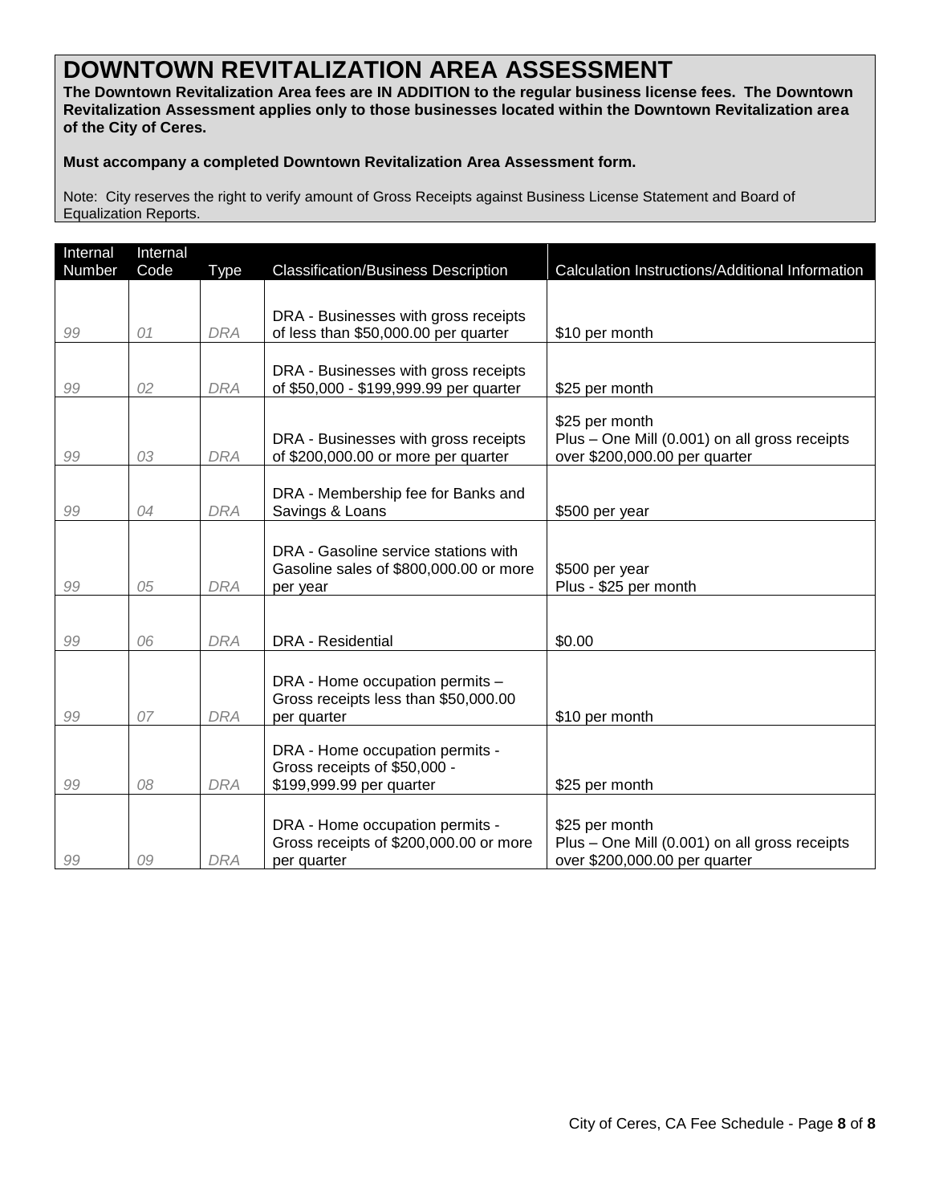# DOWNTOWN REVITALIZATION AREA ASSESSMENT

**The Downtown Revitalization Area fees are IN ADDITION to the regular business license fees. The Downtown Revitalization Assessment applies only to those businesses located within the Downtown Revitalization area of the City of Ceres.**

**Must accompany a completed Downtown Revitalization Area Assessment form.**

Note: City reserves the right to verify amount of Gross Receipts against Business License Statement and Board of Equalization Reports.

| Internal Number | Internal Code | Type | Classification/Business Description | Calculation Instructions/Additional Information |
|---|---|---|---|---|
| *99* | *01* | *DRA* | DRA - Businesses with gross receipts of less than $50,000.00 per quarter | $10 per month |
| *99* | *02* | *DRA* | DRA - Businesses with gross receipts of $50,000 - $199,999.99 per quarter | $25 per month |
| *99* | *03* | *DRA* | DRA - Businesses with gross receipts of $200,000.00 or more per quarter | $25 per month<br>Plus – One Mill (0.001) on all gross receipts over $200,000.00 per quarter |
| *99* | *04* | *DRA* | DRA - Membership fee for Banks and Savings & Loans | $500 per year |
| *99* | *05* | *DRA* | DRA - Gasoline service stations with Gasoline sales of $800,000.00 or more per year | $500 per year<br>Plus - $25 per month |
| *99* | *06* | *DRA* | DRA - Residential | $0.00 |
| *99* | *07* | *DRA* | DRA - Home occupation permits – Gross receipts less than $50,000.00 per quarter | $10 per month |
| *99* | *08* | *DRA* | DRA - Home occupation permits - Gross receipts of $50,000 - $199,999.99 per quarter | $25 per month |
| *99* | *09* | *DRA* | DRA - Home occupation permits - Gross receipts of $200,000.00 or more per quarter | $25 per month<br>Plus – One Mill (0.001) on all gross receipts over $200,000.00 per quarter |